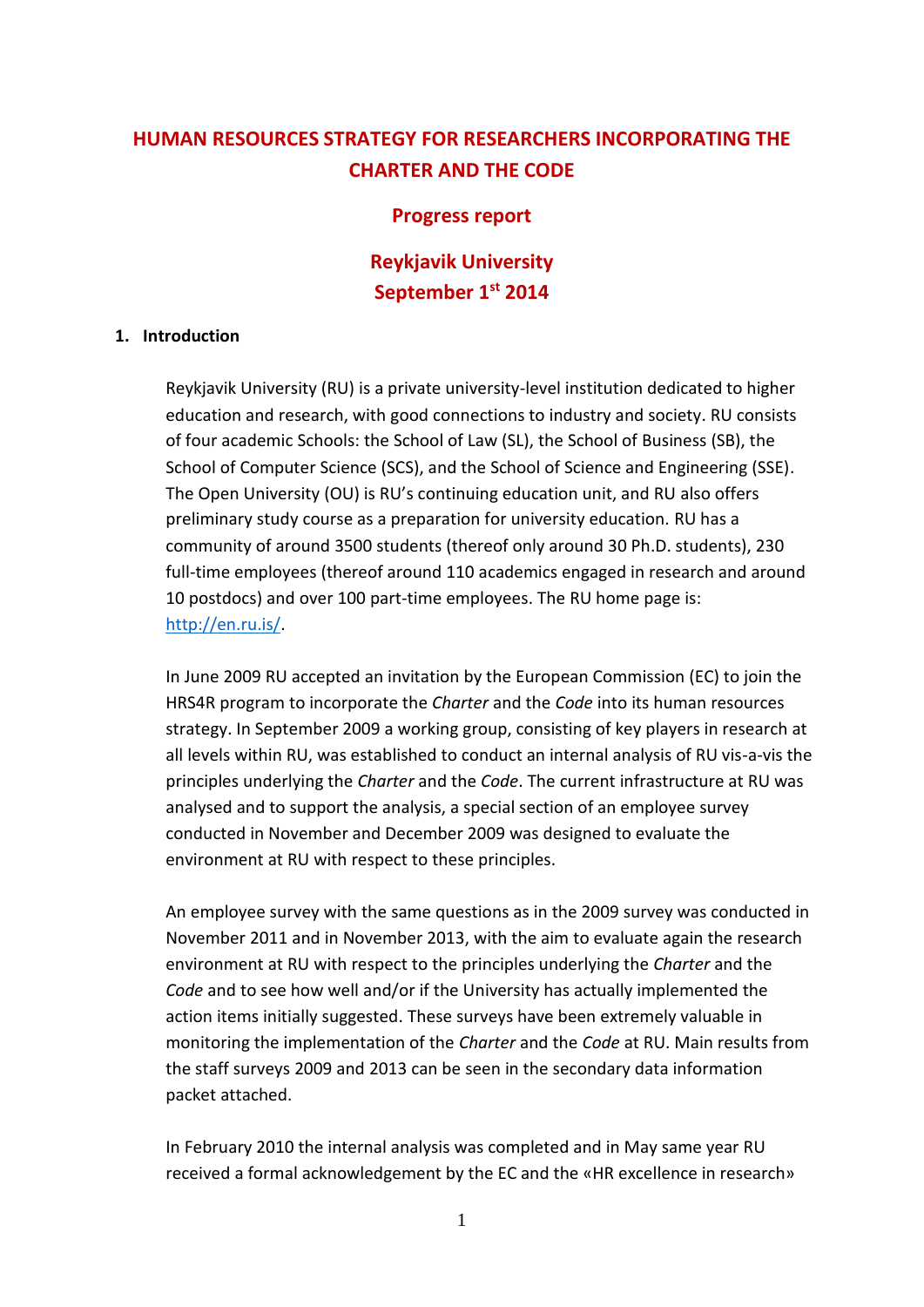# HUMAN RESOURCES STRATEGY FOR RESEARCHERS INCORPORATING THE CHARTER AND THE CODE

## Progress report

## Reykjavik University
## September 1st 2014

### 1. Introduction

Reykjavik University (RU) is a private university-level institution dedicated to higher education and research, with good connections to industry and society. RU consists of four academic Schools: the School of Law (SL), the School of Business (SB), the School of Computer Science (SCS), and the School of Science and Engineering (SSE). The Open University (OU) is RU's continuing education unit, and RU also offers preliminary study course as a preparation for university education. RU has a community of around 3500 students (thereof only around 30 Ph.D. students), 230 full-time employees (thereof around 110 academics engaged in research and around 10 postdocs) and over 100 part-time employees. The RU home page is: [http://en.ru.is/](http://en.ru.is/).

In June 2009 RU accepted an invitation by the European Commission (EC) to join the HRS4R program to incorporate the *Charter* and the *Code* into its human resources strategy. In September 2009 a working group, consisting of key players in research at all levels within RU, was established to conduct an internal analysis of RU vis-a-vis the principles underlying the *Charter* and the *Code*. The current infrastructure at RU was analysed and to support the analysis, a special section of an employee survey conducted in November and December 2009 was designed to evaluate the environment at RU with respect to these principles.

An employee survey with the same questions as in the 2009 survey was conducted in November 2011 and in November 2013, with the aim to evaluate again the research environment at RU with respect to the principles underlying the *Charter* and the *Code* and to see how well and/or if the University has actually implemented the action items initially suggested. These surveys have been extremely valuable in monitoring the implementation of the *Charter* and the *Code* at RU. Main results from the staff surveys 2009 and 2013 can be seen in the secondary data information packet attached.

In February 2010 the internal analysis was completed and in May same year RU received a formal acknowledgement by the EC and the «HR excellence in research»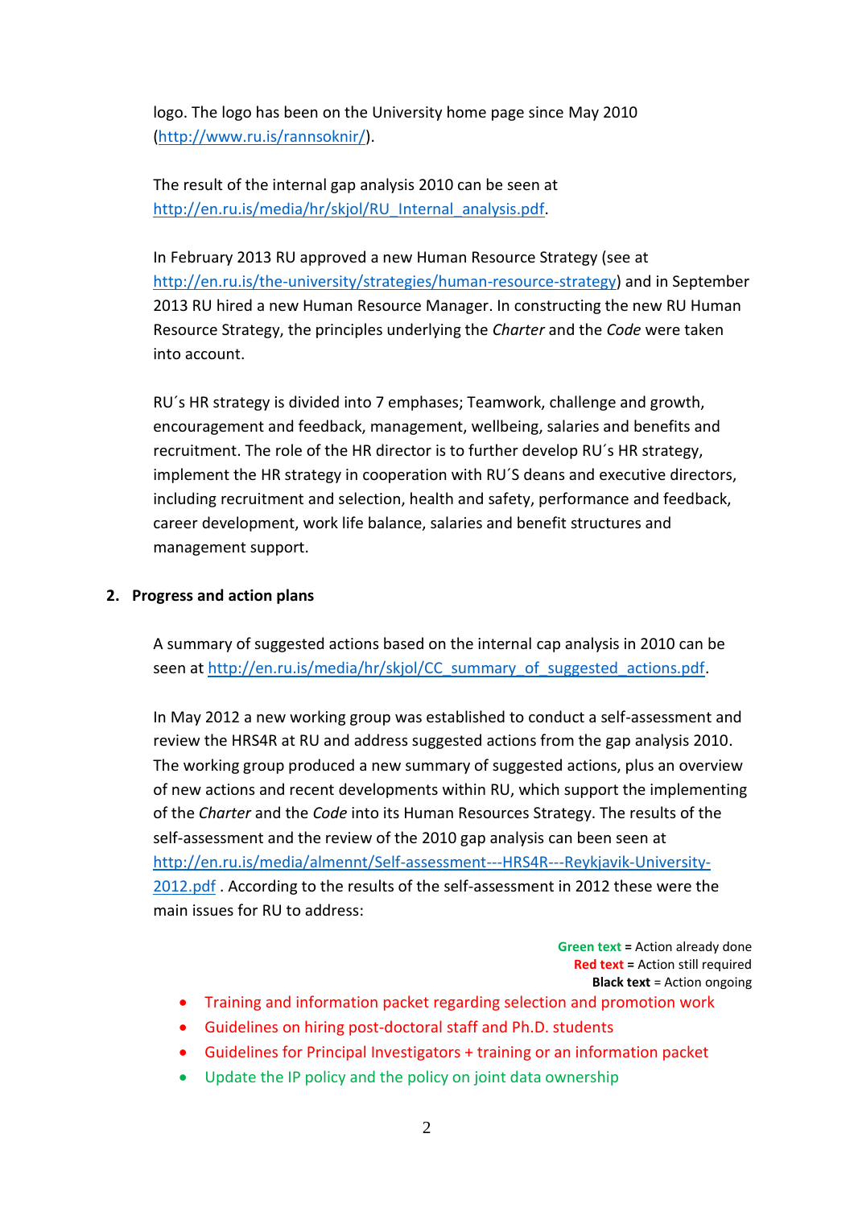logo. The logo has been on the University home page since May 2010 (http://www.ru.is/rannsoknir/).

The result of the internal gap analysis 2010 can be seen at http://en.ru.is/media/hr/skjol/RU_Internal_analysis.pdf.

In February 2013 RU approved a new Human Resource Strategy (see at http://en.ru.is/the-university/strategies/human-resource-strategy) and in September 2013 RU hired a new Human Resource Manager. In constructing the new RU Human Resource Strategy, the principles underlying the *Charter* and the *Code* were taken into account.

RU´s HR strategy is divided into 7 emphases; Teamwork, challenge and growth, encouragement and feedback, management, wellbeing, salaries and benefits and recruitment. The role of the HR director is to further develop RU´s HR strategy, implement the HR strategy in cooperation with RU´S deans and executive directors, including recruitment and selection, health and safety, performance and feedback, career development, work life balance, salaries and benefit structures and management support.

## 2. Progress and action plans

A summary of suggested actions based on the internal cap analysis in 2010 can be seen at http://en.ru.is/media/hr/skjol/CC_summary_of_suggested_actions.pdf.

In May 2012 a new working group was established to conduct a self-assessment and review the HRS4R at RU and address suggested actions from the gap analysis 2010. The working group produced a new summary of suggested actions, plus an overview of new actions and recent developments within RU, which support the implementing of the *Charter* and the *Code* into its Human Resources Strategy. The results of the self-assessment and the review of the 2010 gap analysis can been seen at http://en.ru.is/media/almennt/Self-assessment---HRS4R---Reykjavik-University-2012.pdf . According to the results of the self-assessment in 2012 these were the main issues for RU to address:

**Green text** = Action already done
**Red text** = Action still required
**Black text** = Action ongoing

- Training and information packet regarding selection and promotion work
- Guidelines on hiring post-doctoral staff and Ph.D. students
- Guidelines for Principal Investigators + training or an information packet
- Update the IP policy and the policy on joint data ownership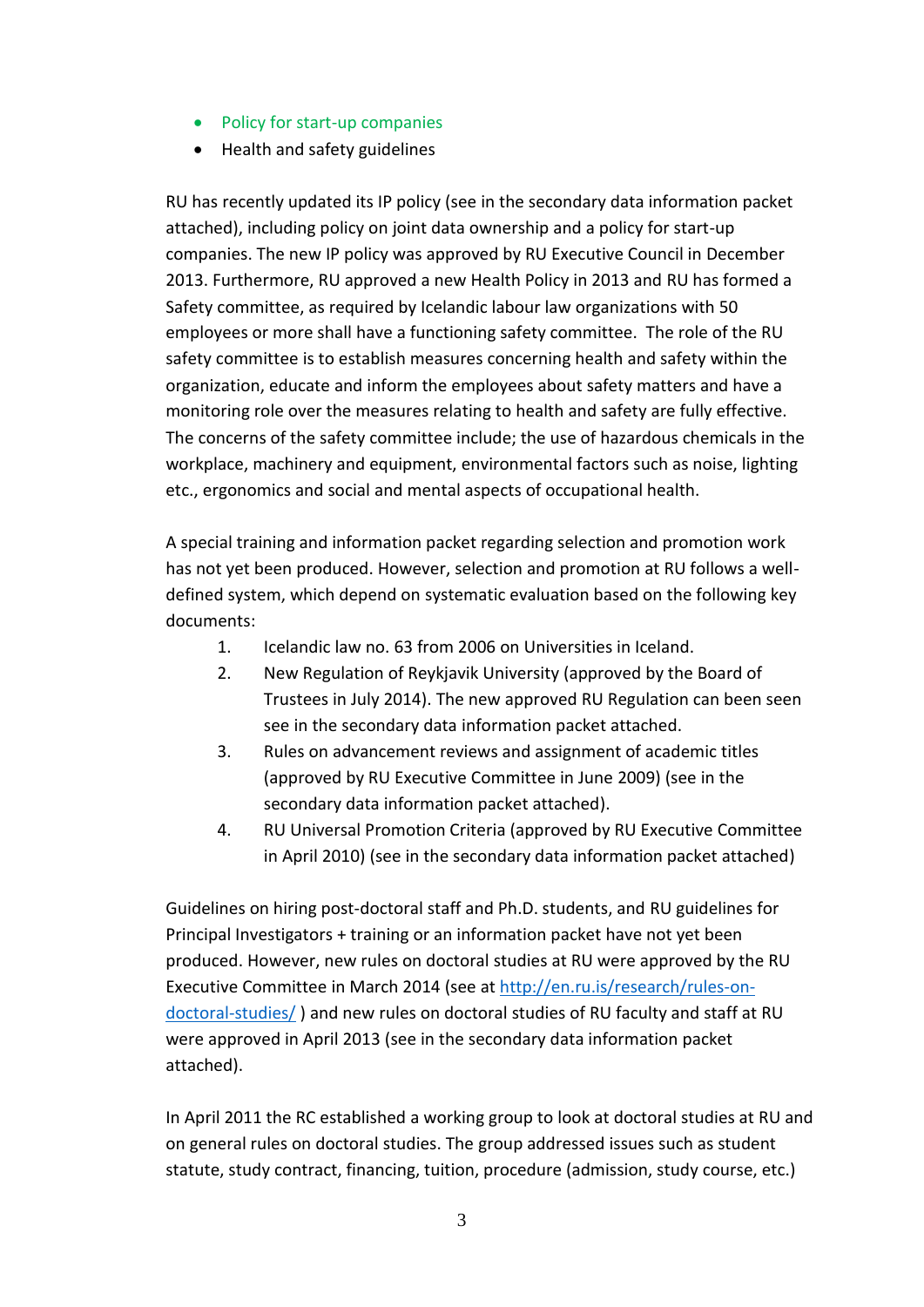- Policy for start-up companies
- Health and safety guidelines

RU has recently updated its IP policy (see in the secondary data information packet attached), including policy on joint data ownership and a policy for start-up companies. The new IP policy was approved by RU Executive Council in December 2013. Furthermore, RU approved a new Health Policy in 2013 and RU has formed a Safety committee, as required by Icelandic labour law organizations with 50 employees or more shall have a functioning safety committee. The role of the RU safety committee is to establish measures concerning health and safety within the organization, educate and inform the employees about safety matters and have a monitoring role over the measures relating to health and safety are fully effective. The concerns of the safety committee include; the use of hazardous chemicals in the workplace, machinery and equipment, environmental factors such as noise, lighting etc., ergonomics and social and mental aspects of occupational health.

A special training and information packet regarding selection and promotion work has not yet been produced. However, selection and promotion at RU follows a well-defined system, which depend on systematic evaluation based on the following key documents:

1. Icelandic law no. 63 from 2006 on Universities in Iceland.
2. New Regulation of Reykjavik University (approved by the Board of Trustees in July 2014). The new approved RU Regulation can been seen see in the secondary data information packet attached.
3. Rules on advancement reviews and assignment of academic titles (approved by RU Executive Committee in June 2009) (see in the secondary data information packet attached).
4. RU Universal Promotion Criteria (approved by RU Executive Committee in April 2010) (see in the secondary data information packet attached)

Guidelines on hiring post-doctoral staff and Ph.D. students, and RU guidelines for Principal Investigators + training or an information packet have not yet been produced. However, new rules on doctoral studies at RU were approved by the RU Executive Committee in March 2014 (see at [http://en.ru.is/research/rules-on-doctoral-studies/](http://en.ru.is/research/rules-on-doctoral-studies/) ) and new rules on doctoral studies of RU faculty and staff at RU were approved in April 2013 (see in the secondary data information packet attached).

In April 2011 the RC established a working group to look at doctoral studies at RU and on general rules on doctoral studies. The group addressed issues such as student statute, study contract, financing, tuition, procedure (admission, study course, etc.)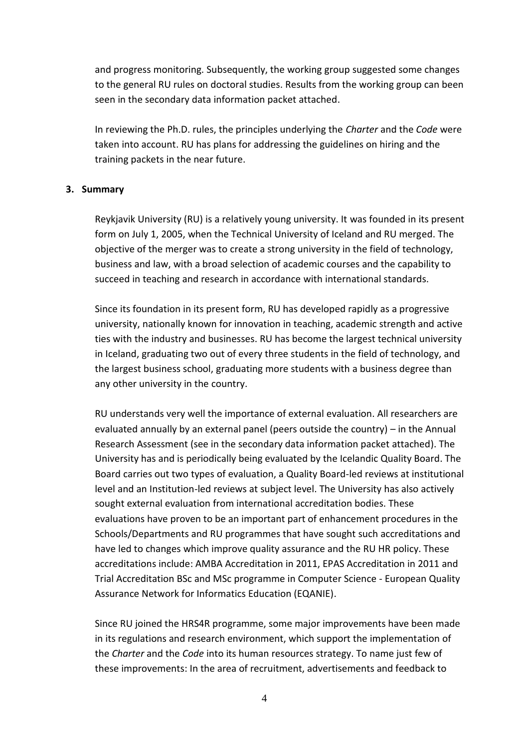and progress monitoring. Subsequently, the working group suggested some changes to the general RU rules on doctoral studies. Results from the working group can been seen in the secondary data information packet attached.

In reviewing the Ph.D. rules, the principles underlying the *Charter* and the *Code* were taken into account. RU has plans for addressing the guidelines on hiring and the training packets in the near future.

## 3. Summary

Reykjavik University (RU) is a relatively young university. It was founded in its present form on July 1, 2005, when the Technical University of Iceland and RU merged. The objective of the merger was to create a strong university in the field of technology, business and law, with a broad selection of academic courses and the capability to succeed in teaching and research in accordance with international standards.

Since its foundation in its present form, RU has developed rapidly as a progressive university, nationally known for innovation in teaching, academic strength and active ties with the industry and businesses. RU has become the largest technical university in Iceland, graduating two out of every three students in the field of technology, and the largest business school, graduating more students with a business degree than any other university in the country.

RU understands very well the importance of external evaluation. All researchers are evaluated annually by an external panel (peers outside the country) – in the Annual Research Assessment (see in the secondary data information packet attached). The University has and is periodically being evaluated by the Icelandic Quality Board. The Board carries out two types of evaluation, a Quality Board-led reviews at institutional level and an Institution-led reviews at subject level. The University has also actively sought external evaluation from international accreditation bodies. These evaluations have proven to be an important part of enhancement procedures in the Schools/Departments and RU programmes that have sought such accreditations and have led to changes which improve quality assurance and the RU HR policy. These accreditations include: AMBA Accreditation in 2011, EPAS Accreditation in 2011 and Trial Accreditation BSc and MSc programme in Computer Science - European Quality Assurance Network for Informatics Education (EQANIE).

Since RU joined the HRS4R programme, some major improvements have been made in its regulations and research environment, which support the implementation of the *Charter* and the *Code* into its human resources strategy. To name just few of these improvements: In the area of recruitment, advertisements and feedback to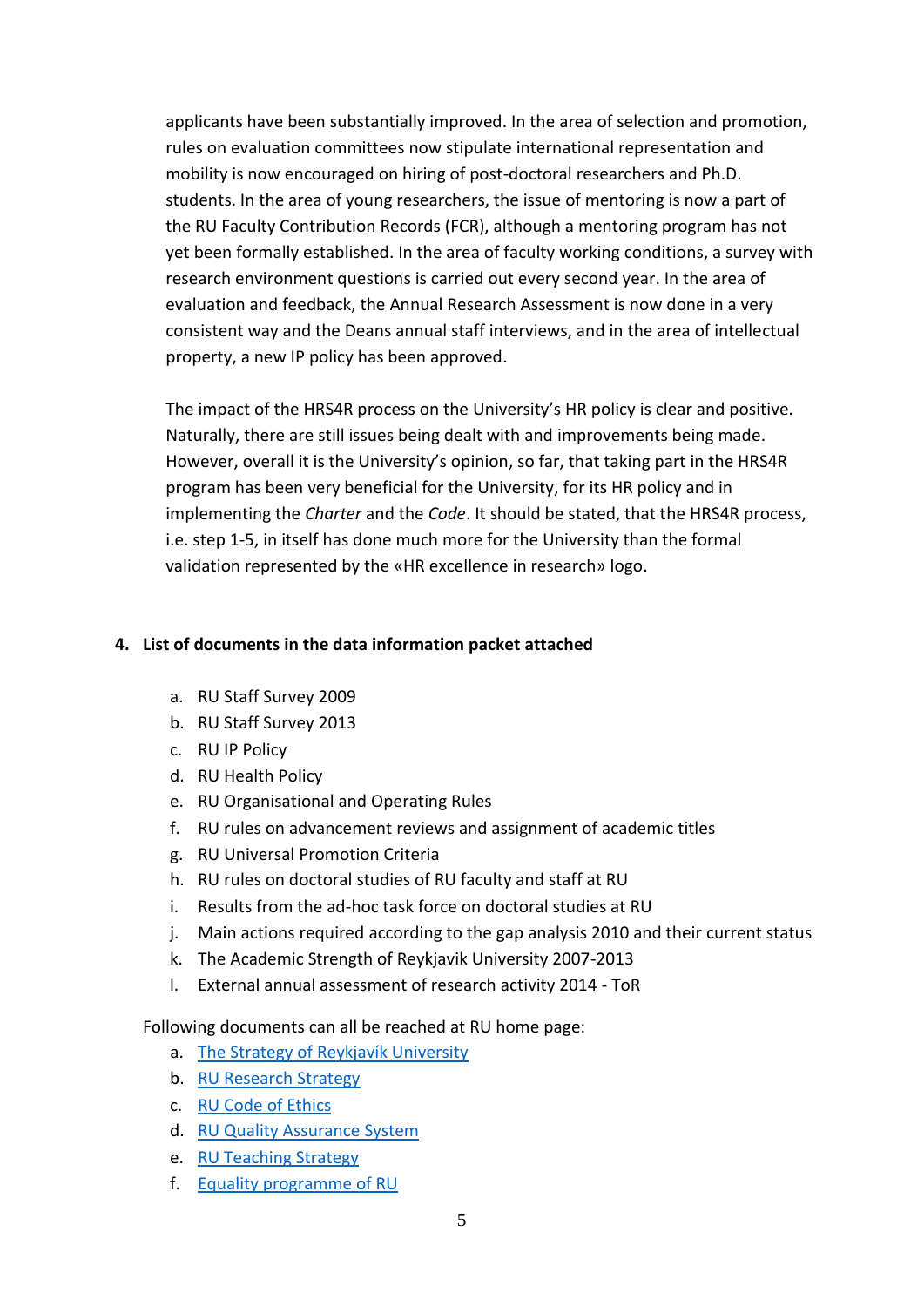applicants have been substantially improved. In the area of selection and promotion, rules on evaluation committees now stipulate international representation and mobility is now encouraged on hiring of post-doctoral researchers and Ph.D. students. In the area of young researchers, the issue of mentoring is now a part of the RU Faculty Contribution Records (FCR), although a mentoring program has not yet been formally established. In the area of faculty working conditions, a survey with research environment questions is carried out every second year. In the area of evaluation and feedback, the Annual Research Assessment is now done in a very consistent way and the Deans annual staff interviews, and in the area of intellectual property, a new IP policy has been approved.

The impact of the HRS4R process on the University's HR policy is clear and positive. Naturally, there are still issues being dealt with and improvements being made. However, overall it is the University's opinion, so far, that taking part in the HRS4R program has been very beneficial for the University, for its HR policy and in implementing the *Charter* and the *Code*. It should be stated, that the HRS4R process, i.e. step 1-5, in itself has done much more for the University than the formal validation represented by the «HR excellence in research» logo.

## 4. List of documents in the data information packet attached

a. RU Staff Survey 2009
b. RU Staff Survey 2013
c. RU IP Policy
d. RU Health Policy
e. RU Organisational and Operating Rules
f. RU rules on advancement reviews and assignment of academic titles
g. RU Universal Promotion Criteria
h. RU rules on doctoral studies of RU faculty and staff at RU
i. Results from the ad-hoc task force on doctoral studies at RU
j. Main actions required according to the gap analysis 2010 and their current status
k. The Academic Strength of Reykjavik University 2007-2013
l. External annual assessment of research activity 2014 - ToR

Following documents can all be reached at RU home page:

a. The Strategy of Reykjavík University
b. RU Research Strategy
c. RU Code of Ethics
d. RU Quality Assurance System
e. RU Teaching Strategy
f. Equality programme of RU